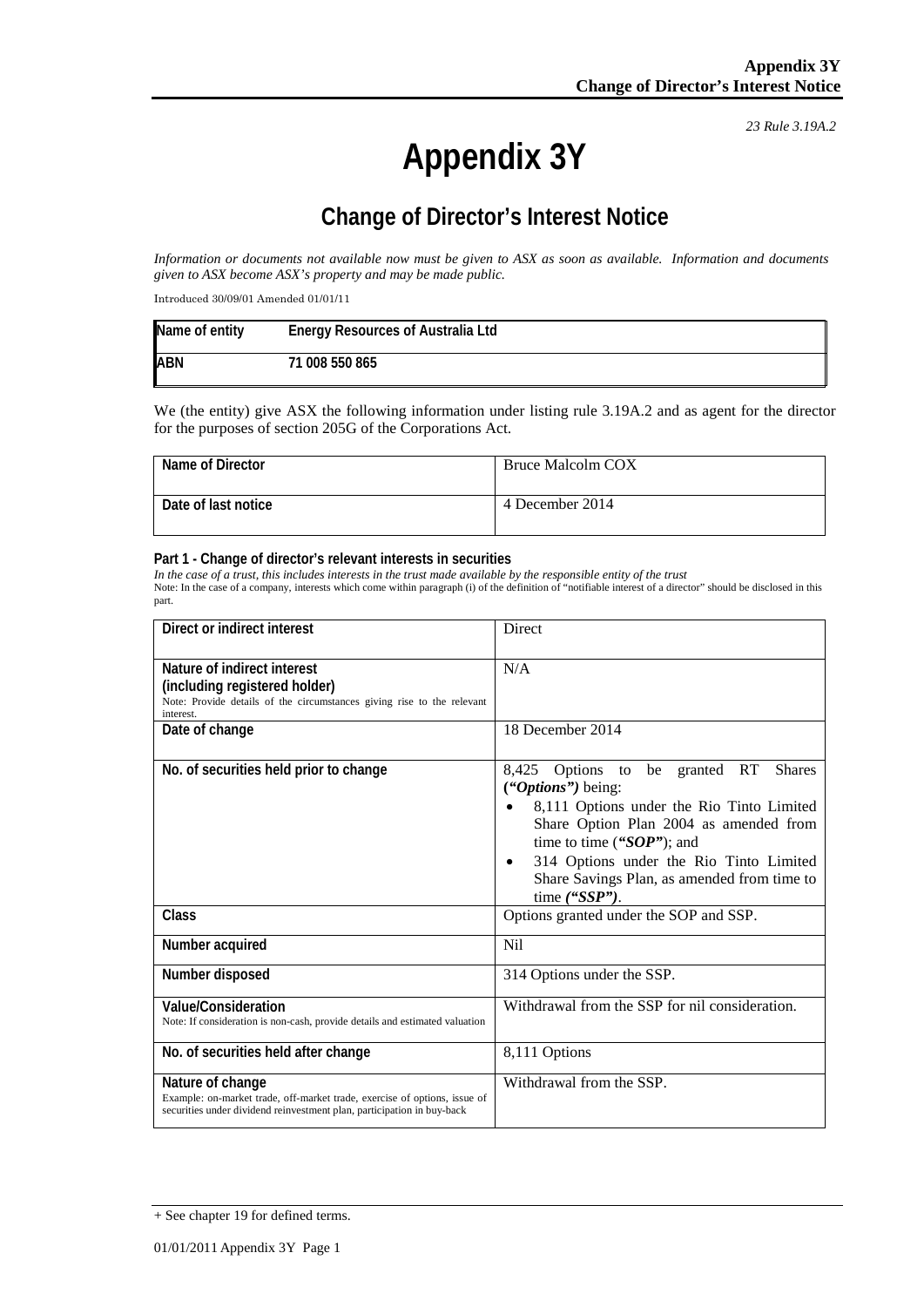*23 Rule 3.19A.2*

# Appendix 3Y

## Change of Director's Interest Notice

*Information or documents not available now must be given to ASX as soon as available. Information and documents given to ASX become ASX's property and may be made public.*

Introduced 30/09/01 Amended 01/01/11

| Name of entity | Energy Resources of Australia Ltd |
|---|---|
| ABN | 71 008 550 865 |

We (the entity) give ASX the following information under listing rule 3.19A.2 and as agent for the director for the purposes of section 205G of the Corporations Act.

| Name of Director | Bruce Malcolm COX |
|---|---|
| Date of last notice | 4 December 2014 |

### Part 1 - Change of director's relevant interests in securities

*In the case of a trust, this includes interests in the trust made available by the responsible entity of the trust*

Note: In the case of a company, interests which come within paragraph (i) of the definition of "notifiable interest of a director" should be disclosed in this part.

| Direct or indirect interest | Direct |
|---|---|
| **Nature of indirect interest (including registered holder)**<br>Note: Provide details of the circumstances giving rise to the relevant interest. | N/A |
| **Date of change** | 18 December 2014 |
| **No. of securities held prior to change** | 8,425 Options to be granted RT Shares (*"Options")* being:<br>• 8,111 Options under the Rio Tinto Limited Share Option Plan 2004 as amended from time to time (***"SOP"***); and<br>• 314 Options under the Rio Tinto Limited Share Savings Plan, as amended from time to time *(**"SSP"**)*. |
| **Class** | Options granted under the SOP and SSP. |
| **Number acquired** | Nil |
| **Number disposed** | 314 Options under the SSP. |
| **Value/Consideration**<br>Note: If consideration is non-cash, provide details and estimated valuation | Withdrawal from the SSP for nil consideration. |
| **No. of securities held after change** | 8,111 Options |
| **Nature of change**<br>Example: on-market trade, off-market trade, exercise of options, issue of securities under dividend reinvestment plan, participation in buy-back | Withdrawal from the SSP. |

+ See chapter 19 for defined terms.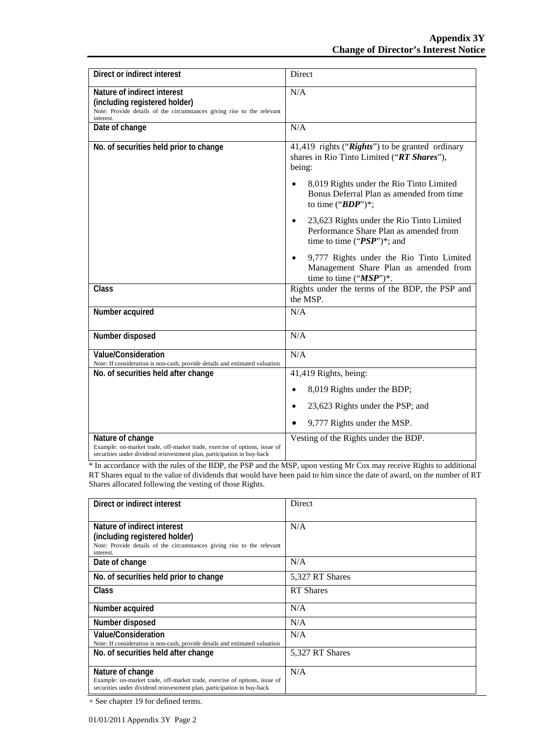| Direct or indirect interest | Direct |
|---|---|
| **Nature of indirect interest (including registered holder)**<br>Note: Provide details of the circumstances giving rise to the relevant interest. | N/A |
| **Date of change** | N/A |
| **No. of securities held prior to change** | 41,419 rights ("***Rights***") to be granted ordinary shares in Rio Tinto Limited ("***RT Shares***"), being:<br>• 8,019 Rights under the Rio Tinto Limited Bonus Deferral Plan as amended from time to time ("***BDP***")*;<br>• 23,623 Rights under the Rio Tinto Limited Performance Share Plan as amended from time to time ("***PSP***")*; and<br>• 9,777 Rights under the Rio Tinto Limited Management Share Plan as amended from time to time ("***MSP***")*. |
| **Class** | Rights under the terms of the BDP, the PSP and the MSP. |
| **Number acquired** | N/A |
| **Number disposed** | N/A |
| **Value/Consideration**<br>Note: If consideration is non-cash, provide details and estimated valuation | N/A |
| **No. of securities held after change** | 41,419 Rights, being:<br>• 8,019 Rights under the BDP;<br>• 23,623 Rights under the PSP; and<br>• 9,777 Rights under the MSP. |
| **Nature of change**<br>Example: on-market trade, off-market trade, exercise of options, issue of securities under dividend reinvestment plan, participation in buy-back | Vesting of the Rights under the BDP. |

* In accordance with the rules of the BDP, the PSP and the MSP, upon vesting Mr Cox may receive Rights to additional RT Shares equal to the value of dividends that would have been paid to him since the date of award, on the number of RT Shares allocated following the vesting of those Rights.

| Direct or indirect interest | Direct |
|---|---|
| **Nature of indirect interest (including registered holder)**<br>Note: Provide details of the circumstances giving rise to the relevant interest. | N/A |
| **Date of change** | N/A |
| **No. of securities held prior to change** | 5,327 RT Shares |
| **Class** | RT Shares |
| **Number acquired** | N/A |
| **Number disposed** | N/A |
| **Value/Consideration**<br>Note: If consideration is non-cash, provide details and estimated valuation | N/A |
| **No. of securities held after change** | 5,327 RT Shares |
| **Nature of change**<br>Example: on-market trade, off-market trade, exercise of options, issue of securities under dividend reinvestment plan, participation in buy-back | N/A |

+ See chapter 19 for defined terms.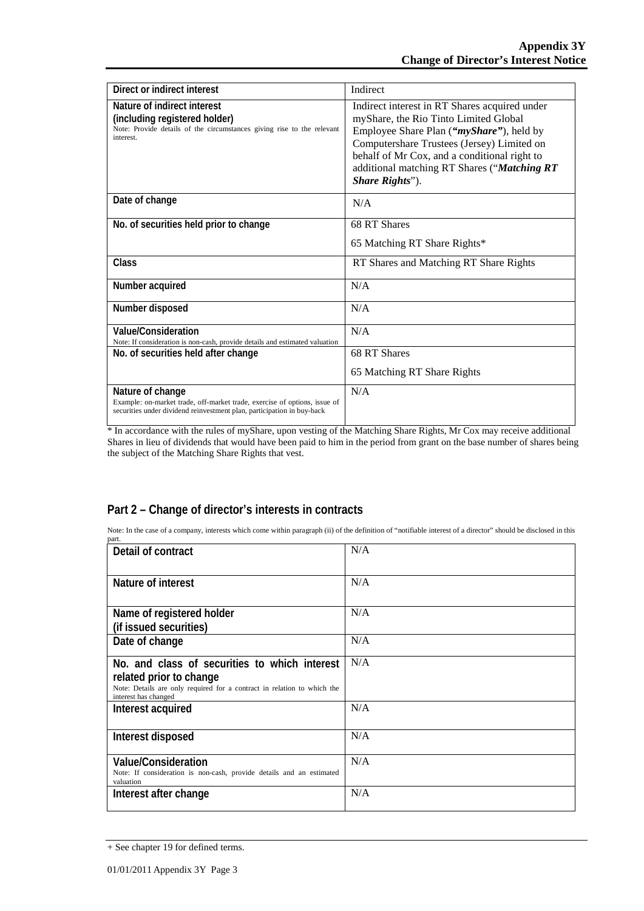| Direct or indirect interest | Indirect |
|---|---|
| **Nature of indirect interest (including registered holder)**<br>Note: Provide details of the circumstances giving rise to the relevant interest. | Indirect interest in RT Shares acquired under myShare, the Rio Tinto Limited Global Employee Share Plan (***"myShare"***), held by Computershare Trustees (Jersey) Limited on behalf of Mr Cox, and a conditional right to additional matching RT Shares ("***Matching RT Share Rights***"). |
| **Date of change** | N/A |
| **No. of securities held prior to change** | 68 RT Shares<br>65 Matching RT Share Rights* |
| **Class** | RT Shares and Matching RT Share Rights |
| **Number acquired** | N/A |
| **Number disposed** | N/A |
| **Value/Consideration**<br>Note: If consideration is non-cash, provide details and estimated valuation | N/A |
| **No. of securities held after change** | 68 RT Shares<br>65 Matching RT Share Rights |
| **Nature of change**<br>Example: on-market trade, off-market trade, exercise of options, issue of securities under dividend reinvestment plan, participation in buy-back | N/A |

* In accordance with the rules of myShare, upon vesting of the Matching Share Rights, Mr Cox may receive additional Shares in lieu of dividends that would have been paid to him in the period from grant on the base number of shares being the subject of the Matching Share Rights that vest.

## Part 2 – Change of director's interests in contracts

Note: In the case of a company, interests which come within paragraph (ii) of the definition of "notifiable interest of a director" should be disclosed in this part.

| Detail of contract | N/A |
|---|---|
| **Nature of interest** | N/A |
| **Name of registered holder (if issued securities)** | N/A |
| **Date of change** | N/A |
| **No. and class of securities to which interest related prior to change**<br>Note: Details are only required for a contract in relation to which the interest has changed | N/A |
| **Interest acquired** | N/A |
| **Interest disposed** | N/A |
| **Value/Consideration**<br>Note: If consideration is non-cash, provide details and an estimated valuation | N/A |
| **Interest after change** | N/A |

+ See chapter 19 for defined terms.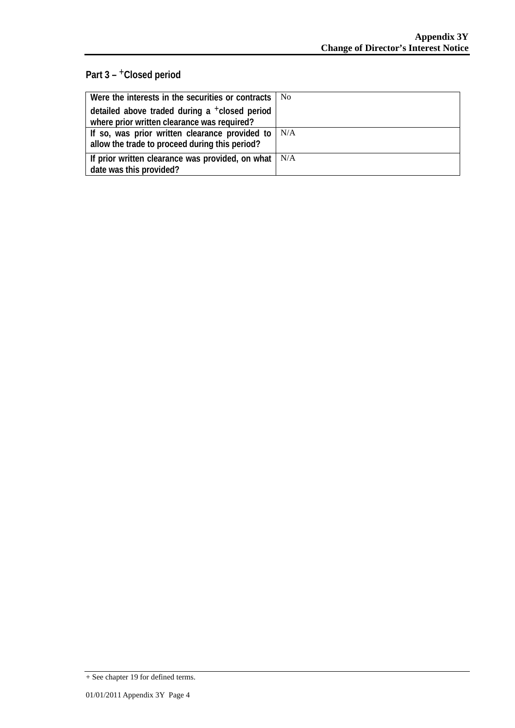## Part 3 – +Closed period

| | |
|---|---|
| **Were the interests in the securities or contracts detailed above traded during a +closed period where prior written clearance was required?** | No |
| **If so, was prior written clearance provided to allow the trade to proceed during this period?** | N/A |
| **If prior written clearance was provided, on what date was this provided?** | N/A |

+ See chapter 19 for defined terms.